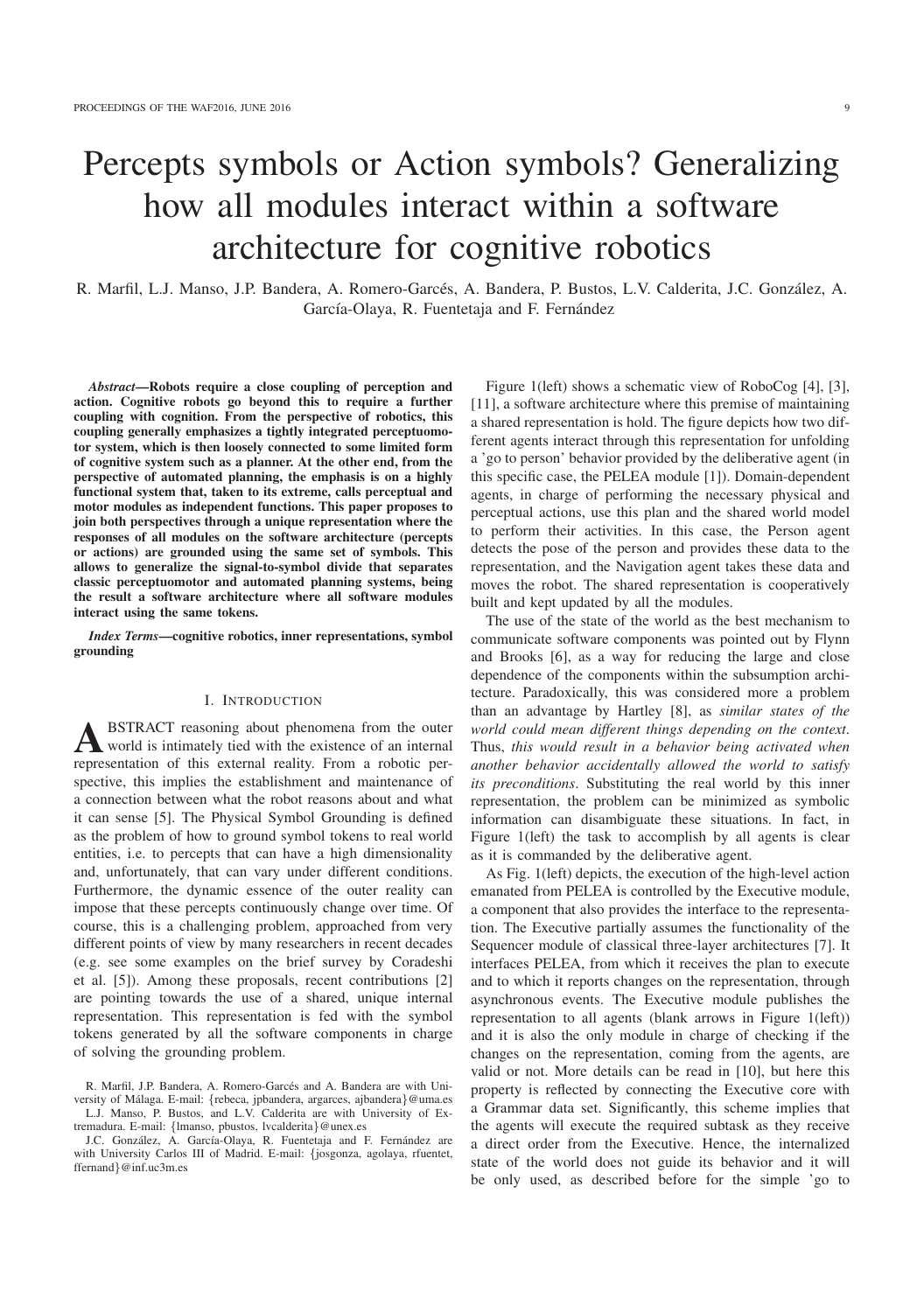# Percepts symbols or Action symbols? Generalizing how all modules interact within a software architecture for cognitive robotics

R. Marfil, L.J. Manso, J.P. Bandera, A. Romero-Garcés, A. Bandera, P. Bustos, L.V. Calderita, J.C. González, A. García-Olaya, R. Fuentetaja and F. Fernández

***Abstract*—Robots require a close coupling of perception and action. Cognitive robots go beyond this to require a further coupling with cognition. From the perspective of robotics, this coupling generally emphasizes a tightly integrated perceptuomotor system, which is then loosely connected to some limited form of cognitive system such as a planner. At the other end, from the perspective of automated planning, the emphasis is on a highly functional system that, taken to its extreme, calls perceptual and motor modules as independent functions. This paper proposes to join both perspectives through a unique representation where the responses of all modules on the software architecture (percepts or actions) are grounded using the same set of symbols. This allows to generalize the signal-to-symbol divide that separates classic perceptuomotor and automated planning systems, being the result a software architecture where all software modules interact using the same tokens.**

***Index Terms*—cognitive robotics, inner representations, symbol grounding**

## I. Introduction

ABSTRACT reasoning about phenomena from the outer world is intimately tied with the existence of an internal representation of this external reality. From a robotic perspective, this implies the establishment and maintenance of a connection between what the robot reasons about and what it can sense [5]. The Physical Symbol Grounding is defined as the problem of how to ground symbol tokens to real world entities, i.e. to percepts that can have a high dimensionality and, unfortunately, that can vary under different conditions. Furthermore, the dynamic essence of the outer reality can impose that these percepts continuously change over time. Of course, this is a challenging problem, approached from very different points of view by many researchers in recent decades (e.g. see some examples on the brief survey by Coradeshi et al. [5]). Among these proposals, recent contributions [2] are pointing towards the use of a shared, unique internal representation. This representation is fed with the symbol tokens generated by all the software components in charge of solving the grounding problem.

R. Marfil, J.P. Bandera, A. Romero-Garcés and A. Bandera are with University of Málaga. E-mail: {rebeca, jpbandera, argarces, ajbandera}@uma.es

L.J. Manso, P. Bustos, and L.V. Calderita are with University of Extremadura. E-mail: {lmanso, pbustos, lvcalderita}@unex.es

J.C. González, A. García-Olaya, R. Fuentetaja and F. Fernández are with University Carlos III of Madrid. E-mail: {josgonza, agolaya, rfuentet, ffernand}@inf.uc3m.es

Figure 1(left) shows a schematic view of RoboCog [4], [3], [11], a software architecture where this premise of maintaining a shared representation is hold. The figure depicts how two different agents interact through this representation for unfolding a 'go to person' behavior provided by the deliberative agent (in this specific case, the PELEA module [1]). Domain-dependent agents, in charge of performing the necessary physical and perceptual actions, use this plan and the shared world model to perform their activities. In this case, the Person agent detects the pose of the person and provides these data to the representation, and the Navigation agent takes these data and moves the robot. The shared representation is cooperatively built and kept updated by all the modules.

The use of the state of the world as the best mechanism to communicate software components was pointed out by Flynn and Brooks [6], as a way for reducing the large and close dependence of the components within the subsumption architecture. Paradoxically, this was considered more a problem than an advantage by Hartley [8], as *similar states of the world could mean different things depending on the context*. Thus, *this would result in a behavior being activated when another behavior accidentally allowed the world to satisfy its preconditions*. Substituting the real world by this inner representation, the problem can be minimized as symbolic information can disambiguate these situations. In fact, in Figure 1(left) the task to accomplish by all agents is clear as it is commanded by the deliberative agent.

As Fig. 1(left) depicts, the execution of the high-level action emanated from PELEA is controlled by the Executive module, a component that also provides the interface to the representation. The Executive partially assumes the functionality of the Sequencer module of classical three-layer architectures [7]. It interfaces PELEA, from which it receives the plan to execute and to which it reports changes on the representation, through asynchronous events. The Executive module publishes the representation to all agents (blank arrows in Figure 1(left)) and it is also the only module in charge of checking if the changes on the representation, coming from the agents, are valid or not. More details can be read in [10], but here this property is reflected by connecting the Executive core with a Grammar data set. Significantly, this scheme implies that the agents will execute the required subtask as they receive a direct order from the Executive. Hence, the internalized state of the world does not guide its behavior and it will be only used, as described before for the simple 'go to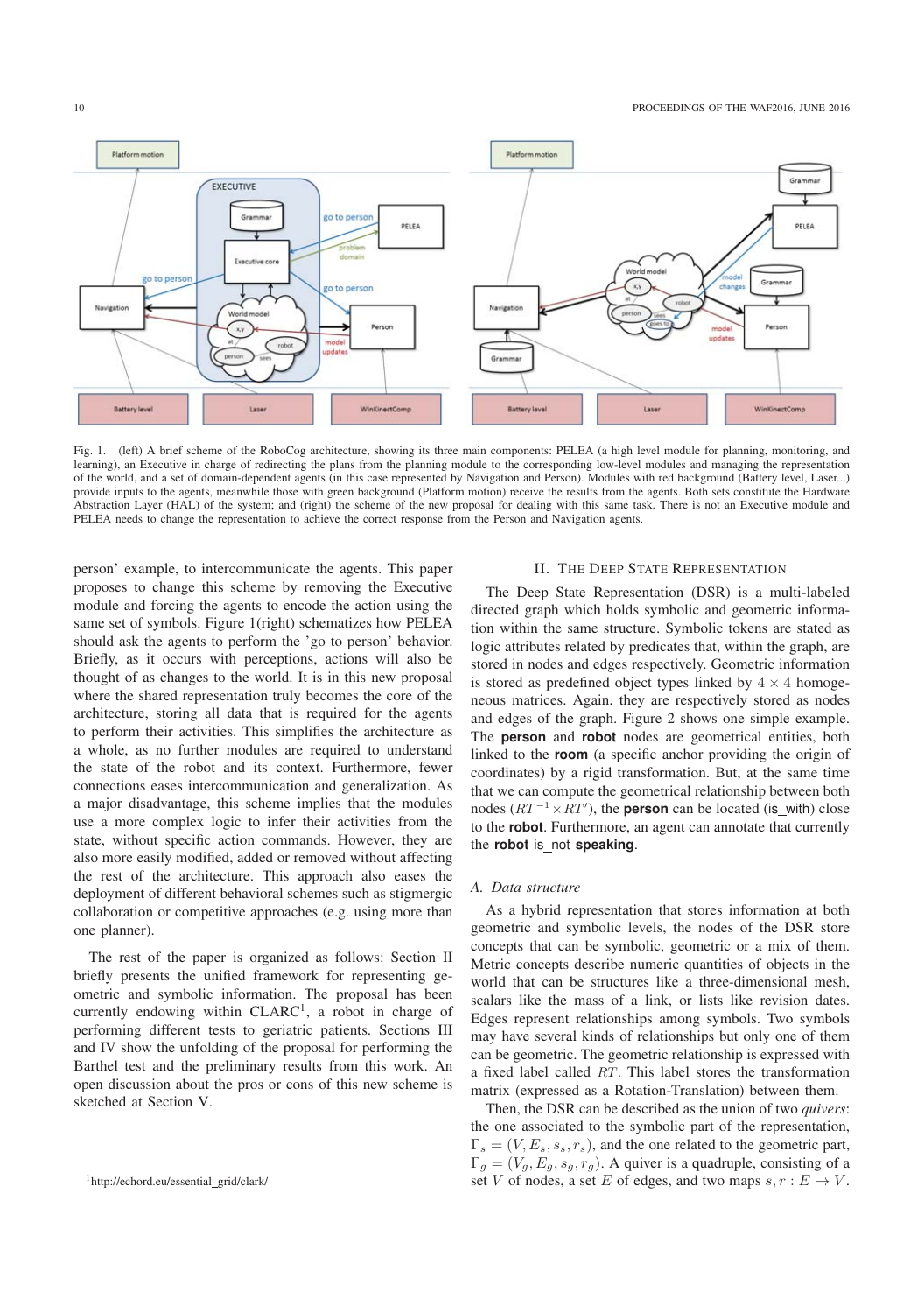Fig. 1. (left) A brief scheme of the RoboCog architecture, showing its three main components: PELEA (a high level module for planning, monitoring, and learning), an Executive in charge of redirecting the plans from the planning module to the corresponding low-level modules and managing the representation of the world, and a set of domain-dependent agents (in this case represented by Navigation and Person). Modules with red background (Battery level, Laser...) provide inputs to the agents, meanwhile those with green background (Platform motion) receive the results from the agents. Both sets constitute the Hardware Abstraction Layer (HAL) of the system; and (right) the scheme of the new proposal for dealing with this same task. There is not an Executive module and PELEA needs to change the representation to achieve the correct response from the Person and Navigation agents.

person' example, to intercommunicate the agents. This paper proposes to change this scheme by removing the Executive module and forcing the agents to encode the action using the same set of symbols. Figure 1(right) schematizes how PELEA should ask the agents to perform the 'go to person' behavior. Briefly, as it occurs with perceptions, actions will also be thought of as changes to the world. It is in this new proposal where the shared representation truly becomes the core of the architecture, storing all data that is required for the agents to perform their activities. This simplifies the architecture as a whole, as no further modules are required to understand the state of the robot and its context. Furthermore, fewer connections eases intercommunication and generalization. As a major disadvantage, this scheme implies that the modules use a more complex logic to infer their activities from the state, without specific action commands. However, they are also more easily modified, added or removed without affecting the rest of the architecture. This approach also eases the deployment of different behavioral schemes such as stigmergic collaboration or competitive approaches (e.g. using more than one planner).

The rest of the paper is organized as follows: Section II briefly presents the unified framework for representing geometric and symbolic information. The proposal has been currently endowing within CLARC[1], a robot in charge of performing different tests to geriatric patients. Sections III and IV show the unfolding of the proposal for performing the Barthel test and the preliminary results from this work. An open discussion about the pros or cons of this new scheme is sketched at Section V.

[1]http://echord.eu/essential_grid/clark/

## II. The Deep State Representation

The Deep State Representation (DSR) is a multi-labeled directed graph which holds symbolic and geometric information within the same structure. Symbolic tokens are stated as logic attributes related by predicates that, within the graph, are stored in nodes and edges respectively. Geometric information is stored as predefined object types linked by $4 \times 4$ homogeneous matrices. Again, they are respectively stored as nodes and edges of the graph. Figure 2 shows one simple example. The **person** and **robot** nodes are geometrical entities, both linked to the **room** (a specific anchor providing the origin of coordinates) by a rigid transformation. But, at the same time that we can compute the geometrical relationship between both nodes ($RT^{-1} \times RT'$), the **person** can be located (is_with) close to the **robot**. Furthermore, an agent can annotate that currently the **robot** is_not **speaking**.

### A. Data structure

As a hybrid representation that stores information at both geometric and symbolic levels, the nodes of the DSR store concepts that can be symbolic, geometric or a mix of them. Metric concepts describe numeric quantities of objects in the world that can be structures like a three-dimensional mesh, scalars like the mass of a link, or lists like revision dates. Edges represent relationships among symbols. Two symbols may have several kinds of relationships but only one of them can be geometric. The geometric relationship is expressed with a fixed label called $RT$. This label stores the transformation matrix (expressed as a Rotation-Translation) between them.

Then, the DSR can be described as the union of two *quivers*: the one associated to the symbolic part of the representation, $\Gamma_s = (V, E_s, s_s, r_s)$, and the one related to the geometric part, $\Gamma_g = (V_g, E_g, s_g, r_g)$. A quiver is a quadruple, consisting of a set $V$ of nodes, a set $E$ of edges, and two maps $s, r : E \rightarrow V$.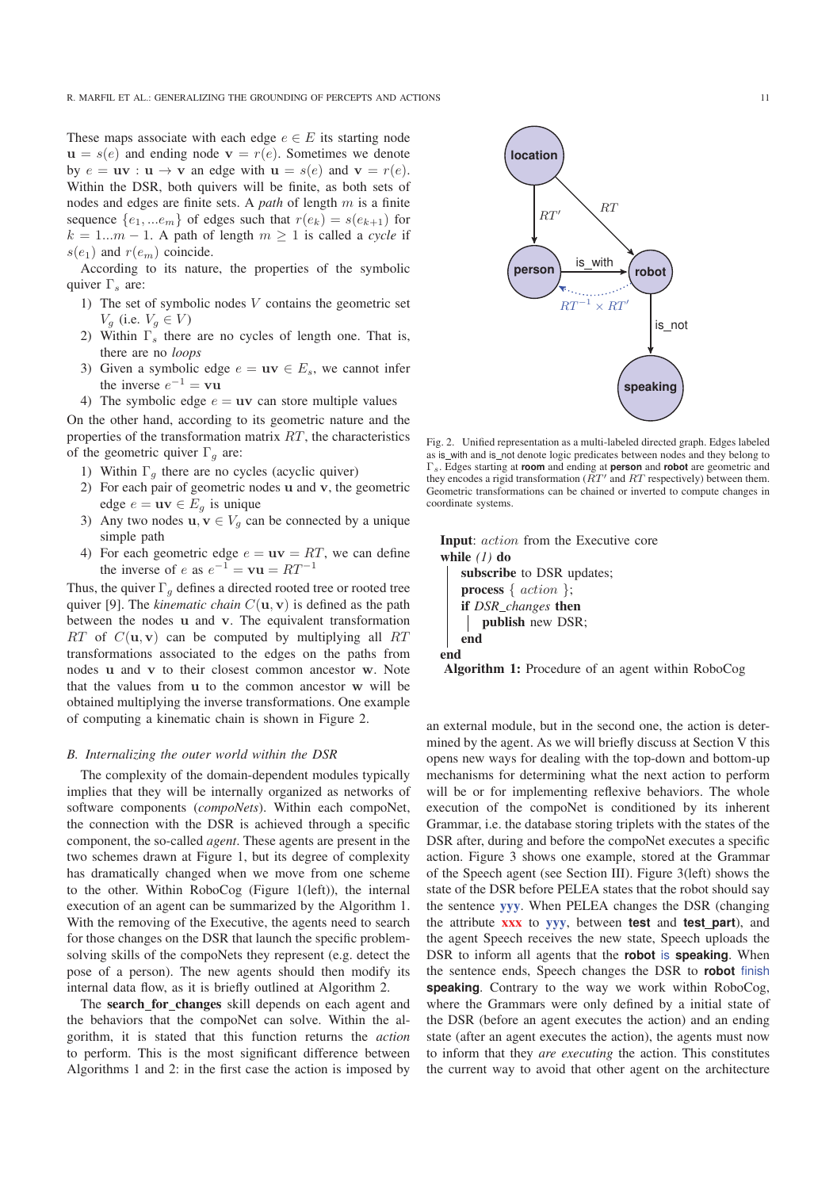These maps associate with each edge $e \in E$ its starting node $\mathbf{u} = s(e)$ and ending node $\mathbf{v} = r(e)$. Sometimes we denote by $e = \mathbf{uv} : \mathbf{u} \to \mathbf{v}$ an edge with $\mathbf{u} = s(e)$ and $\mathbf{v} = r(e)$. Within the DSR, both quivers will be finite, as both sets of nodes and edges are finite sets. A *path* of length $m$ is a finite sequence $\{e_1, ...e_m\}$ of edges such that $r(e_k) = s(e_{k+1})$ for $k = 1...m-1$. A path of length $m \geq 1$ is called a *cycle* if $s(e_1)$ and $r(e_m)$ coincide.

According to its nature, the properties of the symbolic quiver $\Gamma_s$ are:

1) The set of symbolic nodes $V$ contains the geometric set $V_g$ (i.e. $V_g \in V$)
2) Within $\Gamma_s$ there are no cycles of length one. That is, there are no *loops*
3) Given a symbolic edge $e = \mathbf{uv} \in E_s$, we cannot infer the inverse $e^{-1} = \mathbf{vu}$
4) The symbolic edge $e = \mathbf{uv}$ can store multiple values

On the other hand, according to its geometric nature and the properties of the transformation matrix $RT$, the characteristics of the geometric quiver $\Gamma_g$ are:

1) Within $\Gamma_g$ there are no cycles (acyclic quiver)
2) For each pair of geometric nodes $\mathbf{u}$ and $\mathbf{v}$, the geometric edge $e = \mathbf{uv} \in E_g$ is unique
3) Any two nodes $\mathbf{u}, \mathbf{v} \in V_g$ can be connected by a unique simple path
4) For each geometric edge $e = \mathbf{uv} = RT$, we can define the inverse of $e$ as $e^{-1} = \mathbf{vu} = RT^{-1}$

Thus, the quiver $\Gamma_g$ defines a directed rooted tree or rooted tree quiver [9]. The *kinematic chain* $C(\mathbf{u}, \mathbf{v})$ is defined as the path between the nodes $\mathbf{u}$ and $\mathbf{v}$. The equivalent transformation $RT$ of $C(\mathbf{u}, \mathbf{v})$ can be computed by multiplying all $RT$ transformations associated to the edges on the paths from nodes $\mathbf{u}$ and $\mathbf{v}$ to their closest common ancestor $\mathbf{w}$. Note that the values from $\mathbf{u}$ to the common ancestor $\mathbf{w}$ will be obtained multiplying the inverse transformations. One example of computing a kinematic chain is shown in Figure 2.

Fig. 2. Unified representation as a multi-labeled directed graph. Edges labeled as is_with and is_not denote logic predicates between nodes and they belong to $\Gamma_s$. Edges starting at **room** and ending at **person** and **robot** are geometric and they encodes a rigid transformation ($RT'$ and $RT$ respectively) between them. Geometric transformations can be chained or inverted to compute changes in coordinate systems.

```
Input: action from the Executive core
while (1) do
    subscribe to DSR updates;
    process { action };
    if DSR_changes then
        publish new DSR;
    end
end
```

**Algorithm 1:** Procedure of an agent within RoboCog

### B. Internalizing the outer world within the DSR

The complexity of the domain-dependent modules typically implies that they will be internally organized as networks of software components (*compoNets*). Within each compoNet, the connection with the DSR is achieved through a specific component, the so-called *agent*. These agents are present in the two schemes drawn at Figure 1, but its degree of complexity has dramatically changed when we move from one scheme to the other. Within RoboCog (Figure 1(left)), the internal execution of an agent can be summarized by the Algorithm 1. With the removing of the Executive, the agents need to search for those changes on the DSR that launch the specific problem-solving skills of the compoNets they represent (e.g. detect the pose of a person). The new agents should then modify its internal data flow, as it is briefly outlined at Algorithm 2.

The **search_for_changes** skill depends on each agent and the behaviors that the compoNet can solve. Within the algorithm, it is stated that this function returns the *action* to perform. This is the most significant difference between Algorithms 1 and 2: in the first case the action is imposed by an external module, but in the second one, the action is determined by the agent. As we will briefly discuss at Section V this opens new ways for dealing with the top-down and bottom-up mechanisms for determining what the next action to perform will be or for implementing reflexive behaviors. The whole execution of the compoNet is conditioned by its inherent Grammar, i.e. the database storing triplets with the states of the DSR after, during and before the compoNet executes a specific action. Figure 3 shows one example, stored at the Grammar of the Speech agent (see Section III). Figure 3(left) shows the state of the DSR before PELEA states that the robot should say the sentence **yyy**. When PELEA changes the DSR (changing the attribute **xxx** to **yyy**, between **test** and **test_part**), and the agent Speech receives the new state, Speech uploads the DSR to inform all agents that the **robot** is **speaking**. When the sentence ends, Speech changes the DSR to **robot** finish **speaking**. Contrary to the way we work within RoboCog, where the Grammars were only defined by a initial state of the DSR (before an agent executes the action) and an ending state (after an agent executes the action), the agents must now to inform that they *are executing* the action. This constitutes the current way to avoid that other agent on the architecture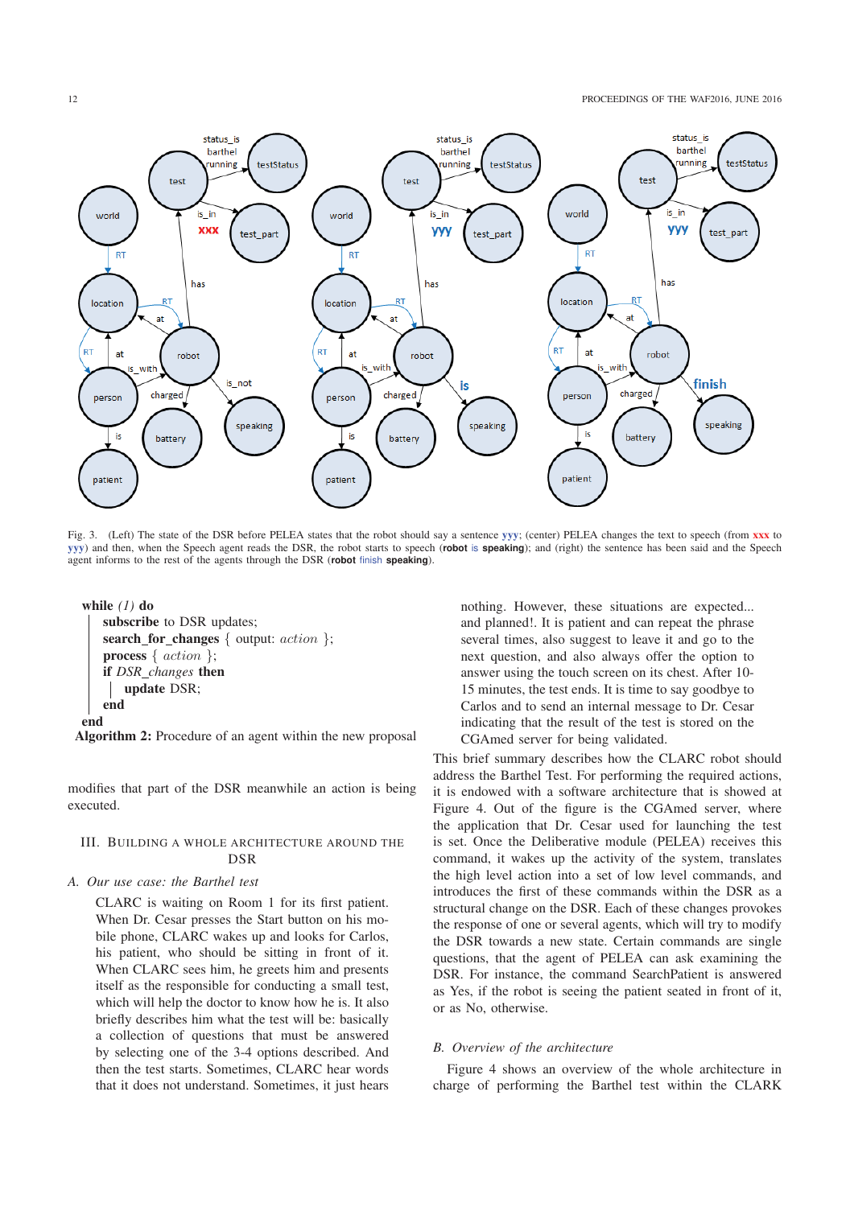Fig. 3. (Left) The state of the DSR before PELEA states that the robot should say a sentence yyy; (center) PELEA changes the text to speech (from xxx to yyy) and then, when the Speech agent reads the DSR, the robot starts to speech (**robot** is **speaking**); and (right) the sentence has been said and the Speech agent informs to the rest of the agents through the DSR (**robot** finish **speaking**).

```
while (1) do
    subscribe to DSR updates;
    search_for_changes { output: action };
    process { action };
    if DSR_changes then
        update DSR;
    end
end
```

**Algorithm 2:** Procedure of an agent within the new proposal

modifies that part of the DSR meanwhile an action is being executed.

## III. Building a whole architecture around the DSR

### A. Our use case: the Barthel test

> CLARC is waiting on Room 1 for its first patient. When Dr. Cesar presses the Start button on his mobile phone, CLARC wakes up and looks for Carlos, his patient, who should be sitting in front of it. When CLARC sees him, he greets him and presents itself as the responsible for conducting a small test, which will help the doctor to know how he is. It also briefly descrlibes him what the test will be: basically a collection of questions that must be answered by selecting one of the 3-4 options described. And then the test starts. Sometimes, CLARC hear words that it does not understand. Sometimes, it just hears nothing. However, these situations are expected... and planned!. It is patient and can repeat the phrase several times, also suggest to leave it and go to the next question, and also always offer the option to answer using the touch screen on its chest. After 10-15 minutes, the test ends. It is time to say goodbye to Carlos and to send an internal message to Dr. Cesar indicating that the result of the test is stored on the CGAmed server for being validated.

This brief summary describes how the CLARC robot should address the Barthel Test. For performing the required actions, it is endowed with a software architecture that is showed at Figure 4. Out of the figure is the CGAmed server, where the application that Dr. Cesar used for launching the test is set. Once the Deliberative module (PELEA) receives this command, it wakes up the activity of the system, translates the high level action into a set of low level commands, and introduces the first of these commands within the DSR as a structural change on the DSR. Each of these changes provokes the response of one or several agents, which will try to modify the DSR towards a new state. Certain commands are single questions, that the agent of PELEA can ask examining the DSR. For instance, the command SearchPatient is answered as Yes, if the robot is seeing the patient seated in front of it, or as No, otherwise.

### B. Overview of the architecture

Figure 4 shows an overview of the whole architecture in charge of performing the Barthel test within the CLARK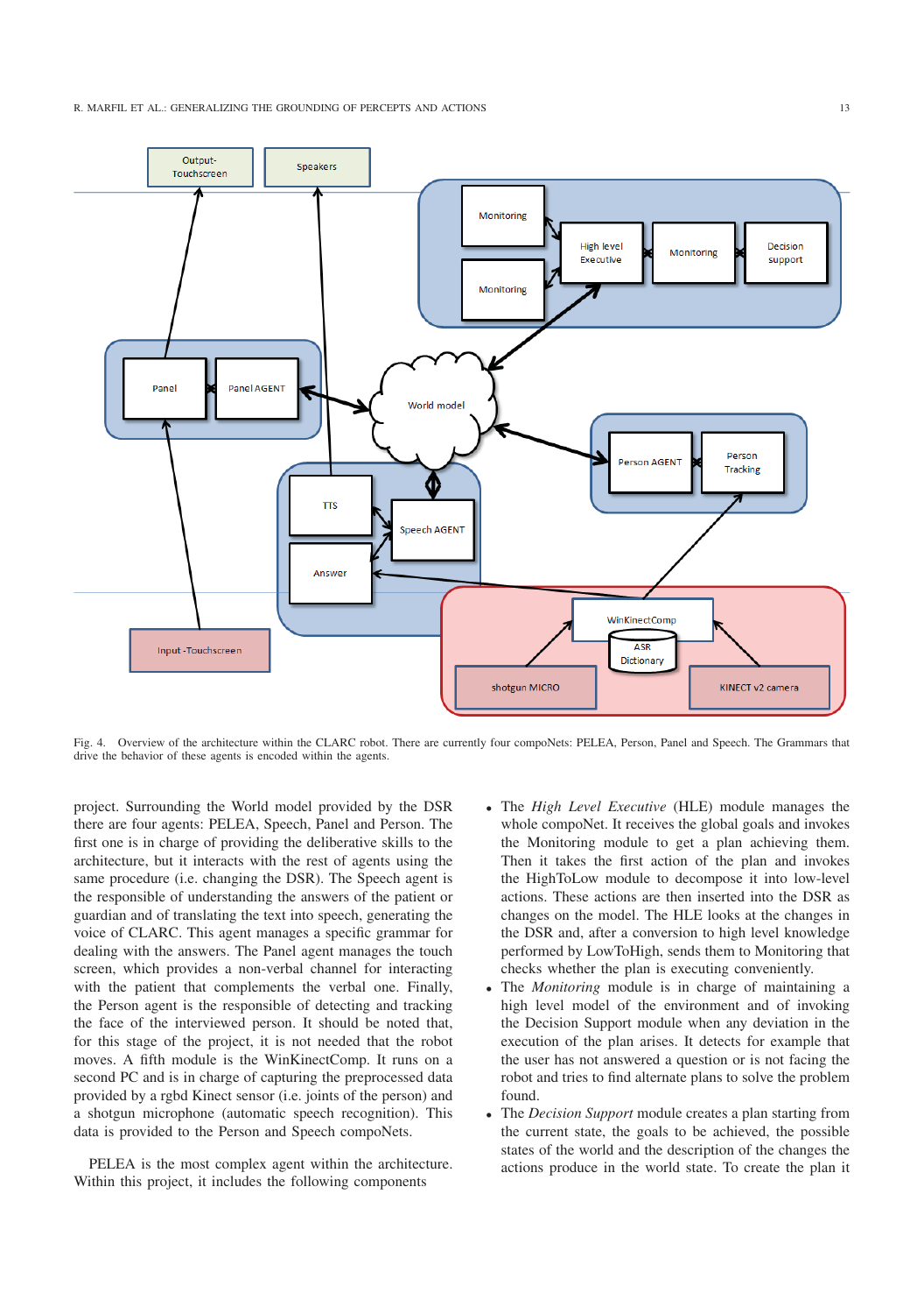Fig. 4. Overview of the architecture within the CLARC robot. There are currently four compoNets: PELEA, Person, Panel and Speech. The Grammars that drive the behavior of these agents is encoded within the agents.

project. Surrounding the World model provided by the DSR there are four agents: PELEA, Speech, Panel and Person. The first one is in charge of providing the deliberative skills to the architecture, but it interacts with the rest of agents using the same procedure (i.e. changing the DSR). The Speech agent is the responsible of understanding the answers of the patient or guardian and of translating the text into speech, generating the voice of CLARC. This agent manages a specific grammar for dealing with the answers. The Panel agent manages the touch screen, which provides a non-verbal channel for interacting with the patient that complements the verbal one. Finally, the Person agent is the responsible of detecting and tracking the face of the interviewed person. It should be noted that, for this stage of the project, it is not needed that the robot moves. A fifth module is the WinKinectComp. It runs on a second PC and is in charge of capturing the preprocessed data provided by a rgbd Kinect sensor (i.e. joints of the person) and a shotgun microphone (automatic speech recognition). This data is provided to the Person and Speech compoNets.

PELEA is the most complex agent within the architecture. Within this project, it includes the following components

- The *High Level Executive* (HLE) module manages the whole compoNet. It receives the global goals and invokes the Monitoring module to get a plan achieving them. Then it takes the first action of the plan and invokes the HighToLow module to decompose it into low-level actions. These actions are then inserted into the DSR as changes on the model. The HLE looks at the changes in the DSR and, after a conversion to high level knowledge performed by LowToHigh, sends them to Monitoring that checks whether the plan is executing conveniently.
- The *Monitoring* module is in charge of maintaining a high level model of the environment and of invoking the Decision Support module when any deviation in the execution of the plan arises. It detects for example that the user has not answered a question or is not facing the robot and tries to find alternate plans to solve the problem found.
- The *Decision Support* module creates a plan starting from the current state, the goals to be achieved, the possible states of the world and the description of the changes the actions produce in the world state. To create the plan it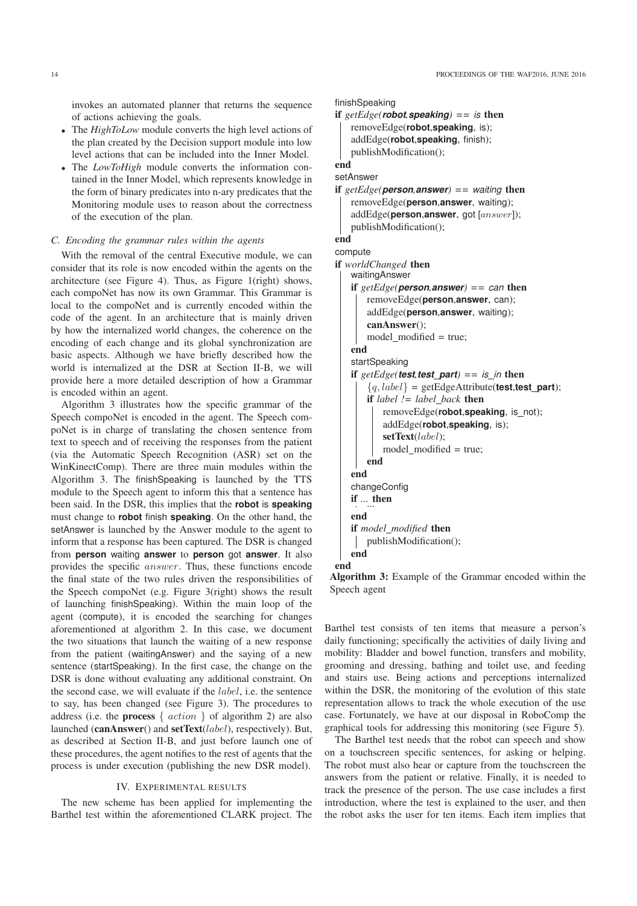invokes an automated planner that returns the sequence of actions achieving the goals.

- The *HighToLow* module converts the high level actions of the plan created by the Decision support module into low level actions that can be included into the Inner Model.
- The *LowToHigh* module converts the information contained in the Inner Model, which represents knowledge in the form of binary predicates into n-ary predicates that the Monitoring module uses to reason about the correctness of the execution of the plan.

### C. Encoding the grammar rules within the agents

With the removal of the central Executive module, we can consider that its role is now encoded within the agents on the architecture (see Figure 4). Thus, as Figure 1(right) shows, each compoNet has now its own Grammar. This Grammar is local to the compoNet and is currently encoded within the code of the agent. In an architecture that is mainly driven by how the internalized world changes, the coherence on the encoding of each change and its global synchronization are basic aspects. Although we have briefly described how the world is internalized at the DSR at Section II-B, we will provide here a more detailed description of how a Grammar is encoded within an agent.

Algorithm 3 illustrates how the specific grammar of the Speech compoNet is encoded in the agent. The Speech compoNet is in charge of translating the chosen sentence from text to speech and of receiving the responses from the patient (via the Automatic Speech Recognition (ASR) set on the WinKinectComp). There are three main modules within the Algorithm 3. The finishSpeaking is launched by the TTS module to the Speech agent to inform this that a sentence has been said. In the DSR, this implies that the **robot** is **speaking** must change to **robot** finish **speaking**. On the other hand, the setAnswer is launched by the Answer module to the agent to inform that a response has been captured. The DSR is changed from **person** waiting **answer** to **person** got **answer**. It also provides the specific *answer*. Thus, these functions encode the final state of the two rules driven the responsibilities of the Speech compoNet (e.g. Figure 3(right) shows the result of launching finishSpeaking). Within the main loop of the agent (compute), it is encoded the searching for changes aforementioned at algorithm 2. In this case, we document the two situations that launch the waiting of a new response from the patient (waitingAnswer) and the saying of a new sentence (startSpeaking). In the first case, the change on the DSR is done without evaluating any additional constraint. On the second case, we will evaluate if the *label*, i.e. the sentence to say, has been changed (see Figure 3). The procedures to address (i.e. the **process** { *action* } of algorithm 2) are also launched (**canAnswer**() and **setText**(*label*), respectively). But, as described at Section II-B, and just before launch one of these procedures, the agent notifies to the rest of agents that the process is under execution (publishing the new DSR model).

```
finishSpeaking
if getEdge(robot,speaking) == is then
    removeEdge(robot,speaking, is);
    addEdge(robot,speaking, finish);
    publishModification();
end
setAnswer
if getEdge(person,answer) == waiting then
    removeEdge(person,answer, waiting);
    addEdge(person,answer, got [answer]);
    publishModification();
end
compute
if worldChanged then
    waitingAnswer
    if getEdge(person,answer) == can then
        removeEdge(person,answer, can);
        addEdge(person,answer, waiting);
        canAnswer();
        model_modified = true;
    end
    startSpeaking
    if getEdge(test,test_part) == is_in then
        {q, label} = getEdgeAttribute(test,test_part);
        if label != label_back then
            removeEdge(robot,speaking, is_not);
            addEdge(robot,speaking, is);
            setText(label);
            model_modified = true;
        end
    end
    changeConfig
    if ... then
        ...
    end
    if model_modified then
        publishModification();
    end
end
```

**Algorithm 3:** Example of the Grammar encoded within the Speech agent

## IV. Experimental results

The new scheme has been applied for implementing the Barthel test within the aforementioned CLARK project. The Barthel test consists of ten items that measure a person's daily functioning; specifically the activities of daily living and mobility: Bladder and bowel function, transfers and mobility, grooming and dressing, bathing and toilet use, and feeding and stairs use. Being actions and perceptions internalized within the DSR, the monitoring of the evolution of this state representation allows to track the whole execution of the use case. Fortunately, we have at our disposal in RoboComp the graphical tools for addressing this monitoring (see Figure 5).

The Barthel test needs that the robot can speech and show on a touchscreen specific sentences, for asking or helping. The robot must also hear or capture from the touchscreen the answers from the patient or relative. Finally, it is needed to track the presence of the person. The use case includes a first introduction, where the test is explained to the user, and then the robot asks the user for ten items. Each item implies that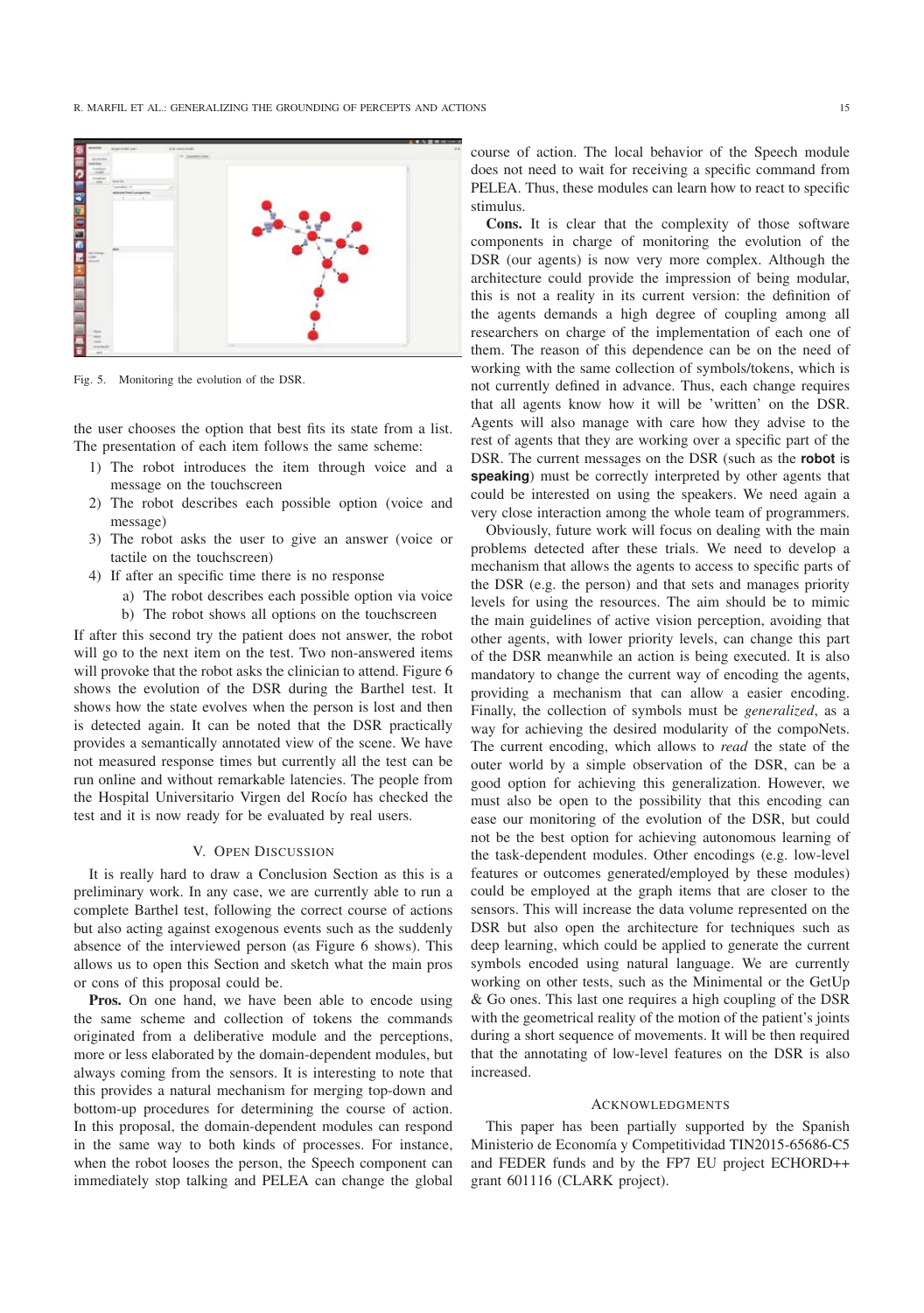Fig. 5. Monitoring the evolution of the DSR.

the user chooses the option that best fits its state from a list. The presentation of each item follows the same scheme:

1) The robot introduces the item through voice and a message on the touchscreen
2) The robot describes each possible option (voice and message)
3) The robot asks the user to give an answer (voice or tactile on the touchscreen)
4) If after an specific time there is no response
   a) The robot describes each possible option via voice
   b) The robot shows all options on the touchscreen

If after this second try the patient does not answer, the robot will go to the next item on the test. Two non-answered items will provoke that the robot asks the clinician to attend. Figure 6 shows the evolution of the DSR during the Barthel test. It shows how the state evolves when the person is lost and then is detected again. It can be noted that the DSR practically provides a semantically annotated view of the scene. We have not measured response times but currently all the test can be run online and without remarkable latencies. The people from the Hospital Universitario Virgen del Rocío has checked the test and it is now ready for be evaluated by real users.

## V. Open Discussion

It is really hard to draw a Conclusion Section as this is a preliminary work. In any case, we are currently able to run a complete Barthel test, following the correct course of actions but also acting against exogenous events such as the suddenly absence of the interviewed person (as Figure 6 shows). This allows us to open this Section and sketch what the main pros or cons of this proposal could be.

**Pros.** On one hand, we have been able to encode using the same scheme and collection of tokens the commands originated from a deliberative module and the perceptions, more or less elaborated by the domain-dependent modules, but always coming from the sensors. It is interesting to note that this provides a natural mechanism for merging top-down and bottom-up procedures for determining the course of action. In this proposal, the domain-dependent modules can respond in the same way to both kinds of processes. For instance, when the robot looses the person, the Speech component can immediately stop talking and PELEA can change the global course of action. The local behavior of the Speech module does not need to wait for receiving a specific command from PELEA. Thus, these modules can learn how to react to specific stimulus.

**Cons.** It is clear that the complexity of those software components in charge of monitoring the evolution of the DSR (our agents) is now very more complex. Although the architecture could provide the impression of being modular, this is not a reality in its current version: the definition of the agents demands a high degree of coupling among all researchers on charge of the implementation of each one of them. The reason of this dependence can be on the need of working with the same collection of symbols/tokens, which is not currently defined in advance. Thus, each change requires that all agents know how it will be 'written' on the DSR. Agents will also manage with care how they advise to the rest of agents that they are working over a specific part of the DSR. The current messages on the DSR (such as the **robot is speaking**) must be correctly interpreted by other agents that could be interested on using the speakers. We need again a very close interaction among the whole team of programmers.

Obviously, future work will focus on dealing with the main problems detected after these trials. We need to develop a mechanism that allows the agents to access to specific parts of the DSR (e.g. the person) and that sets and manages priority levels for using the resources. The aim should be to mimic the main guidelines of active vision perception, avoiding that other agents, with lower priority levels, can change this part of the DSR meanwhile an action is being executed. It is also mandatory to change the current way of encoding the agents, providing a mechanism that can allow a easier encoding. Finally, the collection of symbols must be *generalized*, as a way for achieving the desired modularity of the compoNets. The current encoding, which allows to *read* the state of the outer world by a simple observation of the DSR, can be a good option for achieving this generalization. However, we must also be open to the possibility that this encoding can ease our monitoring of the evolution of the DSR, but could not be the best option for achieving autonomous learning of the task-dependent modules. Other encodings (e.g. low-level features or outcomes generated/employed by these modules) could be employed at the graph items that are closer to the sensors. This will increase the data volume represented on the DSR but also open the architecture for techniques such as deep learning, which could be applied to generate the current symbols encoded using natural language. We are currently working on other tests, such as the Minimental or the GetUp & Go ones. This last one requires a high coupling of the DSR with the geometrical reality of the motion of the patient's joints during a short sequence of movements. It will be then required that the annotating of low-level features on the DSR is also increased.

## Acknowledgments

This paper has been partially supported by the Spanish Ministerio de Economía y Competitividad TIN2015-65686-C5 and FEDER funds and by the FP7 EU project ECHORD++ grant 601116 (CLARK project).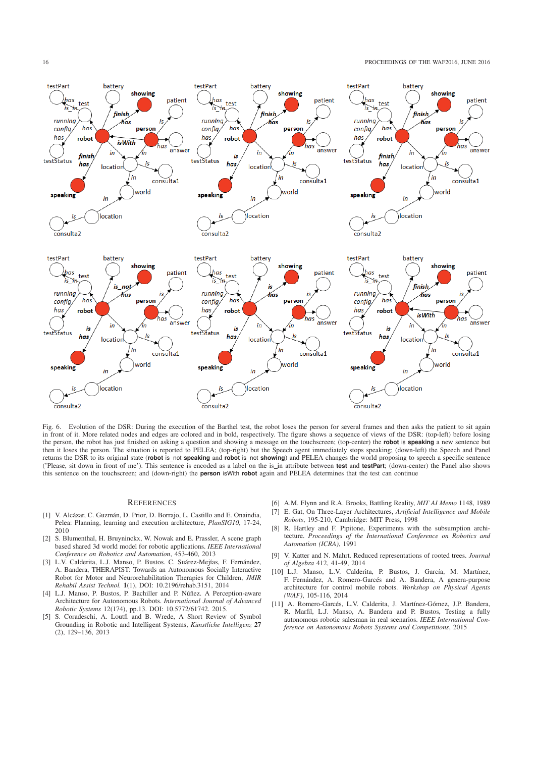testPart
battery
showing
has
test
patient
is_in
finish
running
has
is
config
has
person
has
robot
isWith
has
answer
testStatus
finish
in
in
has
location
is
in
consulta1
world
speaking
in
is
location
consulta2

testPart
battery
showing
has
test
patient
is_in
finish
running
has
is
config
has
person
has
robot
has
answer
testStatus
is
in
in
has
location
is
in
consulta1
world
speaking
in
is
location
consulta2

testPart
battery
showing
has
test
patient
is_in
finish
running
has
is
config
has
person
has
robot
has
answer
testStatus
finish
in
in
has
location
is
in
consulta1
world
speaking
in
is
location
consulta2

testPart
battery
showing
has
test
patient
is_in
is_not
running
has
is
config
has
person
has
robot
has
answer
testStatus
is
in
in
has
location
is
in
consulta1
world
speaking
in
is
location
consulta2

testPart
battery
showing
has
test
patient
is_in
is
running
has
is
config
has
person
has
robot
has
answer
testStatus
is
in
in
has
location
is
in
consulta1
world
speaking
in
is
location
consulta2

testPart
battery
showing
has
test
patient
is_in
finish
running
has
is
config
has
person
has
robot
isWith
has
answer
testStatus
is
in
in
has
location
is
in
consulta1
world
speaking
in
is
location
consulta2

Fig. 6. Evolution of the DSR: During the execution of the Barthel test, the robot loses the person for several frames and then asks the patient to sit again in front of it. More related nodes and edges are colored and in bold, respectively. The figure shows a sequence of views of the DSR: (top-left) before losing the person, the robot has just finished on asking a question and showing a message on the touchscreen; (top-center) the **robot** is **speaking** a new sentence but then it loses the person. The situation is reported to PELEA; (top-right) but the Speech agent immediately stops speaking; (down-left) the Speech and Panel returns the DSR to its original state (**robot** is_not **speaking** and **robot** is_not **showing**) and PELEA changes the world proposing to speech a specific sentence ('Please, sit down in front of me'). This sentence is encoded as a label on the is_in attribute between **test** and **testPart**; (down-center) the Panel also shows this sentence on the touchscreen; and (down-right) the **person** isWith **robot** again and PELEA determines that the test can continue

## References

[1] V. Alcázar, C. Guzmán, D. Prior, D. Borrajo, L. Castillo and E. Onaindia, Pelea: Planning, learning and execution architecture, *PlanSIG10*, 17-24, 2010

[2] S. Blumenthal, H. Bruyninckx, W. Nowak and E. Prassler, A scene graph based shared 3d world model for robotic applications. *IEEE International Conference on Robotics and Automation*, 453-460, 2013

[3] L.V. Calderita, L.J. Manso, P. Bustos. C. Suárez-Mejías, F. Fernández, A. Bandera, THERAPIST: Towards an Autonomous Socially Interactive Robot for Motor and Neurorehabilitation Therapies for Children, *JMIR Rehabil Assist Technol.* **1**(1), DOI: 10.2196/rehab.3151, 2014

[4] L.J. Manso, P. Bustos, P. Bachiller and P. Núñez. A Perception-aware Architecture for Autonomous Robots. *International Journal of Advanced Robotic Systems* 12(174), pp.13. DOI: 10.5772/61742. 2015.

[5] S. Coradeschi, A. Loutfi and B. Wrede, A Short Review of Symbol Grounding in Robotic and Intelligent Systems, *Künstliche Intelligenz* **27** (2), 129–136, 2013

[6] A.M. Flynn and R.A. Brooks, Battling Reality, *MIT AI Memo* 1148, 1989

[7] E. Gat, On Three-Layer Architectures, *Artificial Intelligence and Mobile Robots*, 195-210, Cambridge: MIT Press, 1998

[8] R. Hartley and F. Pipitone, Experiments with the subsumption architecture. *Proceedings of the International Conference on Robotics and Automation (ICRA)*, 1991

[9] V. Katter and N. Mahrt. Reduced representations of rooted trees. *Journal of Algebra* 412, 41-49, 2014

[10] L.J. Manso, L.V. Calderita, P. Bustos, J. García, M. Martínez, F. Fernández, A. Romero-Garcés and A. Bandera, A genera-purpose architecture for control mobile robots. *Workshop on Physical Agents (WAF)*, 105-116, 2014

[11] A. Romero-Garcés, L.V. Calderita, J. Martínez-Gómez, J.P. Bandera, R. Marfil, L.J. Manso, A. Bandera and P. Bustos, Testing a fully autonomous robotic salesman in real scenarios. *IEEE International Conference on Autonomous Robots Systems and Competitions*, 2015